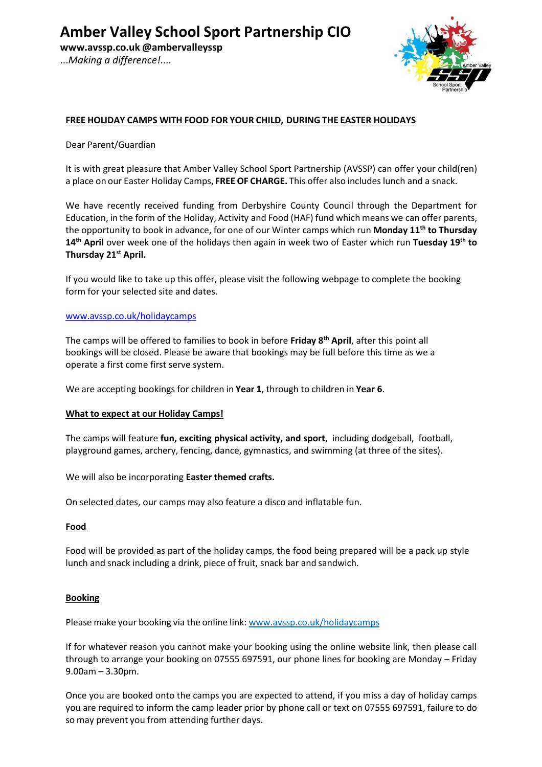# Amber Valley School Sport Partnership CIO

**www.avssp.co.uk @ambervalleyssp**

*...Making a difference!....*

**FREE HOLIDAY CAMPS WITH FOOD FOR YOUR CHILD, DURING THE EASTER HOLIDAYS**

Dear Parent/Guardian

It is with great pleasure that Amber Valley School Sport Partnership (AVSSP) can offer your child(ren) a place on our Easter Holiday Camps, **FREE OF CHARGE.** This offer also includes lunch and a snack.

We have recently received funding from Derbyshire County Council through the Department for Education, in the form of the Holiday, Activity and Food (HAF) fund which means we can offer parents, the opportunity to book in advance, for one of our Winter camps which run **Monday 11th to Thursday 14th April** over week one of the holidays then again in week two of Easter which run **Tuesday 19th to Thursday 21st April.**

If you would like to take up this offer, please visit the following webpage to complete the booking form for your selected site and dates.

[www.avssp.co.uk/holidaycamps](www.avssp.co.uk/holidaycamps)

The camps will be offered to families to book in before **Friday 8th April**, after this point all bookings will be closed. Please be aware that bookings may be full before this time as we a operate a first come first serve system.

We are accepting bookings for children in **Year 1**, through to children in **Year 6**.

**What to expect at our Holiday Camps!**

The camps will feature **fun, exciting physical activity, and sport**, including dodgeball, football, playground games, archery, fencing, dance, gymnastics, and swimming (at three of the sites).

We will also be incorporating **Easter themed crafts.**

On selected dates, our camps may also feature a disco and inflatable fun.

**Food**

Food will be provided as part of the holiday camps, the food being prepared will be a pack up style lunch and snack including a drink, piece of fruit, snack bar and sandwich.

**Booking**

Please make your booking via the online link: [www.avssp.co.uk/holidaycamps](www.avssp.co.uk/holidaycamps)

If for whatever reason you cannot make your booking using the online website link, then please call through to arrange your booking on 07555 697591, our phone lines for booking are Monday – Friday 9.00am – 3.30pm.

Once you are booked onto the camps you are expected to attend, if you miss a day of holiday camps you are required to inform the camp leader prior by phone call or text on 07555 697591, failure to do so may prevent you from attending further days.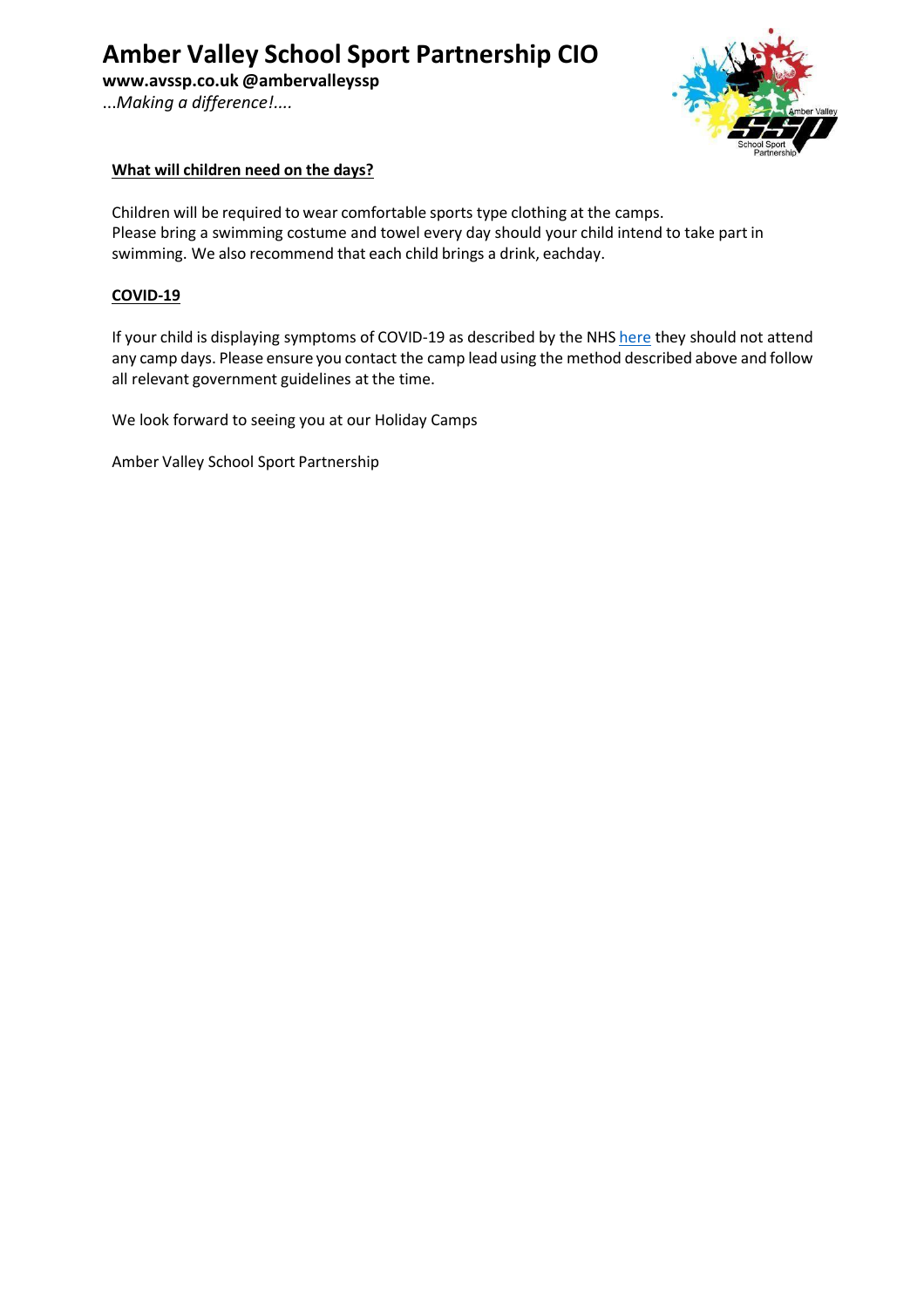# Amber Valley School Sport Partnership CIO

**www.avssp.co.uk @ambervalleyssp**

*...Making a difference!....*

**What will children need on the days?**

Children will be required to wear comfortable sports type clothing at the camps.
Please bring a swimming costume and towel every day should your child intend to take part in swimming. We also recommend that each child brings a drink, eachday.

**COVID-19**

If your child is displaying symptoms of COVID-19 as described by the NHS here they should not attend any camp days. Please ensure you contact the camp lead using the method described above and follow all relevant government guidelines at the time.

We look forward to seeing you at our Holiday Camps

Amber Valley School Sport Partnership